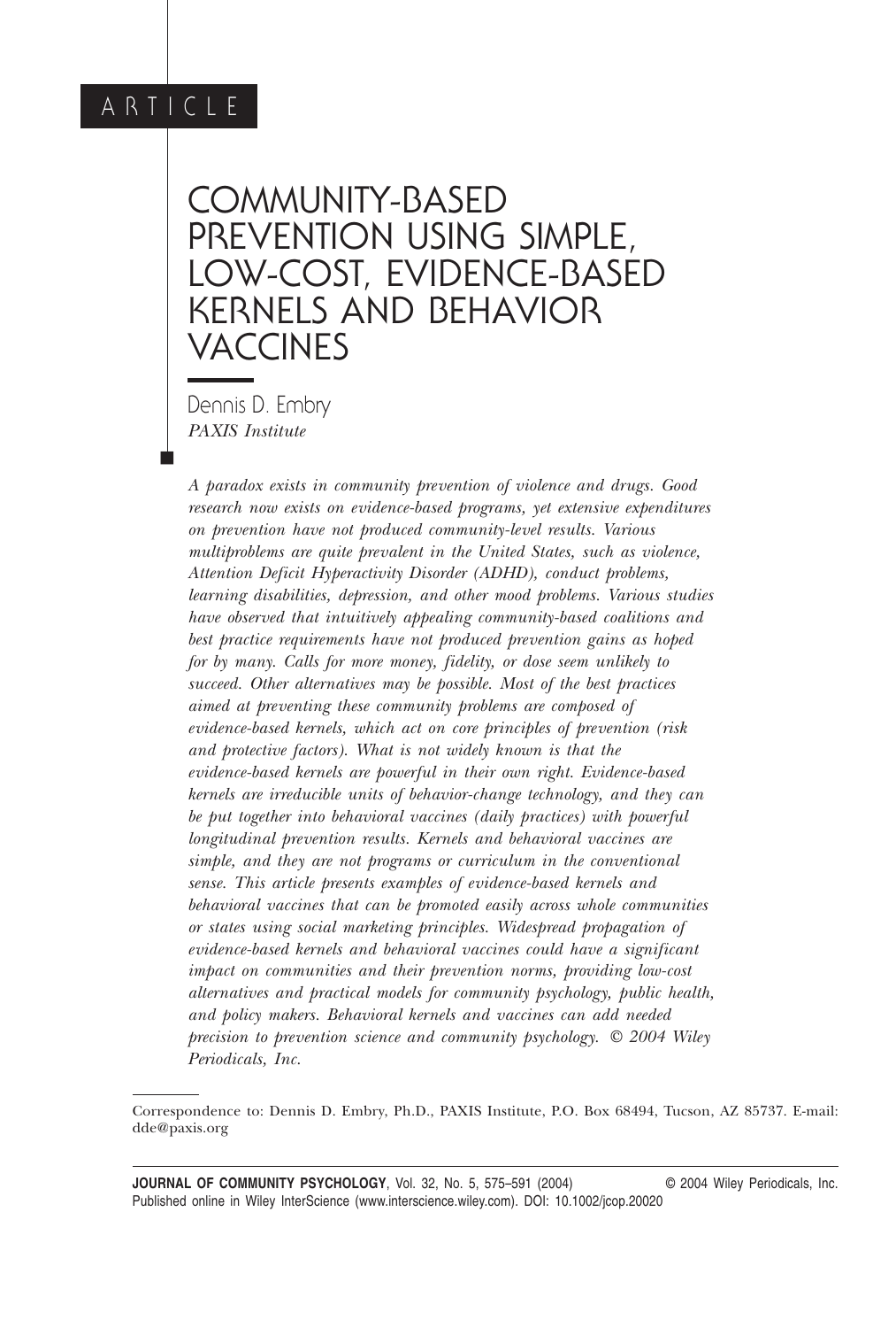ARTICLE

# COMMUNITY-BASED PREVENTION USING SIMPLE, LOW-COST, EVIDENCE-BASED KERNELS AND BEHAVIOR VACCINES

Dennis D. Embry
*PAXIS Institute*

*A paradox exists in community prevention of violence and drugs. Good research now exists on evidence-based programs, yet extensive expenditures on prevention have not produced community-level results. Various multiproblems are quite prevalent in the United States, such as violence, Attention Deficit Hyperactivity Disorder (ADHD), conduct problems, learning disabilities, depression, and other mood problems. Various studies have observed that intuitively appealing community-based coalitions and best practice requirements have not produced prevention gains as hoped for by many. Calls for more money, fidelity, or dose seem unlikely to succeed. Other alternatives may be possible. Most of the best practices aimed at preventing these community problems are composed of evidence-based kernels, which act on core principles of prevention (risk and protective factors). What is not widely known is that the evidence-based kernels are powerful in their own right. Evidence-based kernels are irreducible units of behavior-change technology, and they can be put together into behavioral vaccines (daily practices) with powerful longitudinal prevention results. Kernels and behavioral vaccines are simple, and they are not programs or curriculum in the conventional sense. This article presents examples of evidence-based kernels and behavioral vaccines that can be promoted easily across whole communities or states using social marketing principles. Widespread propagation of evidence-based kernels and behavioral vaccines could have a significant impact on communities and their prevention norms, providing low-cost alternatives and practical models for community psychology, public health, and policy makers. Behavioral kernels and vaccines can add needed precision to prevention science and community psychology. © 2004 Wiley Periodicals, Inc.*

Correspondence to: Dennis D. Embry, Ph.D., PAXIS Institute, P.O. Box 68494, Tucson, AZ 85737. E-mail: dde@paxis.org

Published online in Wiley InterScience (www.interscience.wiley.com). DOI: 10.1002/jcop.20020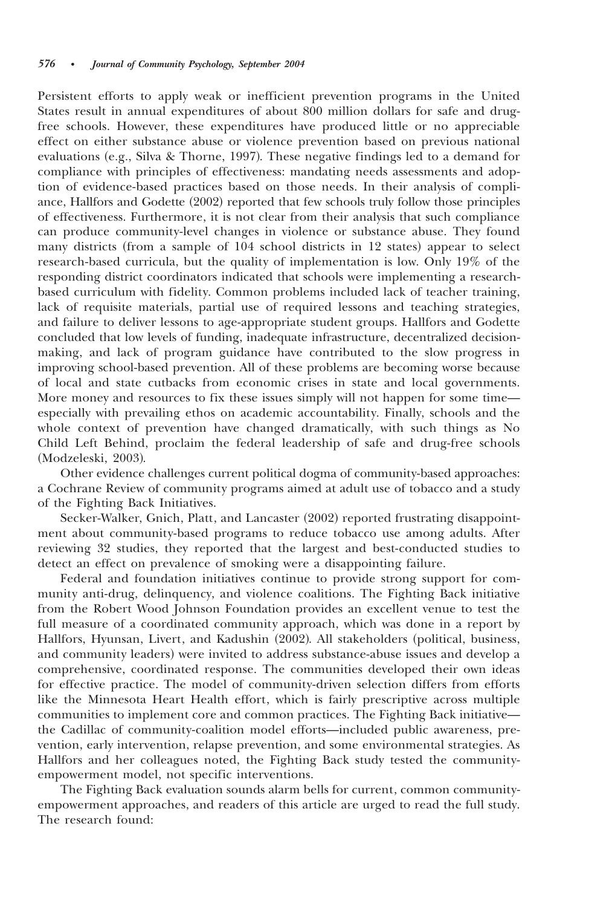Persistent efforts to apply weak or inefficient prevention programs in the United States result in annual expenditures of about 800 million dollars for safe and drug-free schools. However, these expenditures have produced little or no appreciable effect on either substance abuse or violence prevention based on previous national evaluations (e.g., Silva & Thorne, 1997). These negative findings led to a demand for compliance with principles of effectiveness: mandating needs assessments and adoption of evidence-based practices based on those needs. In their analysis of compliance, Hallfors and Godette (2002) reported that few schools truly follow those principles of effectiveness. Furthermore, it is not clear from their analysis that such compliance can produce community-level changes in violence or substance abuse. They found many districts (from a sample of 104 school districts in 12 states) appear to select research-based curricula, but the quality of implementation is low. Only 19% of the responding district coordinators indicated that schools were implementing a research-based curriculum with fidelity. Common problems included lack of teacher training, lack of requisite materials, partial use of required lessons and teaching strategies, and failure to deliver lessons to age-appropriate student groups. Hallfors and Godette concluded that low levels of funding, inadequate infrastructure, decentralized decision-making, and lack of program guidance have contributed to the slow progress in improving school-based prevention. All of these problems are becoming worse because of local and state cutbacks from economic crises in state and local governments. More money and resources to fix these issues simply will not happen for some time—especially with prevailing ethos on academic accountability. Finally, schools and the whole context of prevention have changed dramatically, with such things as No Child Left Behind, proclaim the federal leadership of safe and drug-free schools (Modzeleski, 2003).

Other evidence challenges current political dogma of community-based approaches: a Cochrane Review of community programs aimed at adult use of tobacco and a study of the Fighting Back Initiatives.

Secker-Walker, Gnich, Platt, and Lancaster (2002) reported frustrating disappointment about community-based programs to reduce tobacco use among adults. After reviewing 32 studies, they reported that the largest and best-conducted studies to detect an effect on prevalence of smoking were a disappointing failure.

Federal and foundation initiatives continue to provide strong support for community anti-drug, delinquency, and violence coalitions. The Fighting Back initiative from the Robert Wood Johnson Foundation provides an excellent venue to test the full measure of a coordinated community approach, which was done in a report by Hallfors, Hyunsan, Livert, and Kadushin (2002). All stakeholders (political, business, and community leaders) were invited to address substance-abuse issues and develop a comprehensive, coordinated response. The communities developed their own ideas for effective practice. The model of community-driven selection differs from efforts like the Minnesota Heart Health effort, which is fairly prescriptive across multiple communities to implement core and common practices. The Fighting Back initiative—the Cadillac of community-coalition model efforts—included public awareness, prevention, early intervention, relapse prevention, and some environmental strategies. As Hallfors and her colleagues noted, the Fighting Back study tested the community-empowerment model, not specific interventions.

The Fighting Back evaluation sounds alarm bells for current, common community-empowerment approaches, and readers of this article are urged to read the full study. The research found: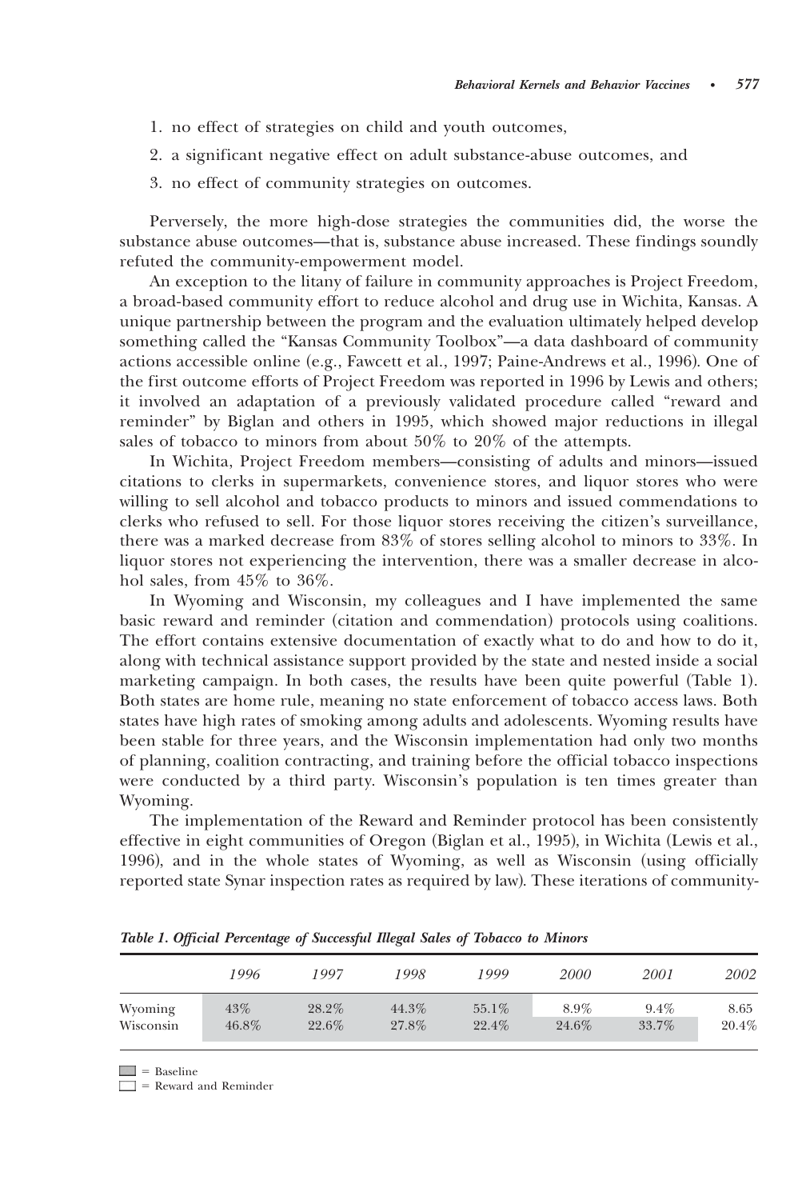1. no effect of strategies on child and youth outcomes,
2. a significant negative effect on adult substance-abuse outcomes, and
3. no effect of community strategies on outcomes.

Perversely, the more high-dose strategies the communities did, the worse the substance abuse outcomes—that is, substance abuse increased. These findings soundly refuted the community-empowerment model.

An exception to the litany of failure in community approaches is Project Freedom, a broad-based community effort to reduce alcohol and drug use in Wichita, Kansas. A unique partnership between the program and the evaluation ultimately helped develop something called the "Kansas Community Toolbox"—a data dashboard of community actions accessible online (e.g., Fawcett et al., 1997; Paine-Andrews et al., 1996). One of the first outcome efforts of Project Freedom was reported in 1996 by Lewis and others; it involved an adaptation of a previously validated procedure called "reward and reminder" by Biglan and others in 1995, which showed major reductions in illegal sales of tobacco to minors from about 50% to 20% of the attempts.

In Wichita, Project Freedom members—consisting of adults and minors—issued citations to clerks in supermarkets, convenience stores, and liquor stores who were willing to sell alcohol and tobacco products to minors and issued commendations to clerks who refused to sell. For those liquor stores receiving the citizen's surveillance, there was a marked decrease from 83% of stores selling alcohol to minors to 33%. In liquor stores not experiencing the intervention, there was a smaller decrease in alcohol sales, from 45% to 36%.

In Wyoming and Wisconsin, my colleagues and I have implemented the same basic reward and reminder (citation and commendation) protocols using coalitions. The effort contains extensive documentation of exactly what to do and how to do it, along with technical assistance support provided by the state and nested inside a social marketing campaign. In both cases, the results have been quite powerful (Table 1). Both states are home rule, meaning no state enforcement of tobacco access laws. Both states have high rates of smoking among adults and adolescents. Wyoming results have been stable for three years, and the Wisconsin implementation had only two months of planning, coalition contracting, and training before the official tobacco inspections were conducted by a third party. Wisconsin's population is ten times greater than Wyoming.

The implementation of the Reward and Reminder protocol has been consistently effective in eight communities of Oregon (Biglan et al., 1995), in Wichita (Lewis et al., 1996), and in the whole states of Wyoming, as well as Wisconsin (using officially reported state Synar inspection rates as required by law). These iterations of community-

***Table 1. Official Percentage of Successful Illegal Sales of Tobacco to Minors***

| | *1996* | *1997* | *1998* | *1999* | *2000* | *2001* | *2002* |
|---|---|---|---|---|---|---|---|
| Wyoming | 43% | 28.2% | 44.3% | 55.1% | 8.9% | 9.4% | 8.65 |
| Wisconsin | 46.8% | 22.6% | 27.8% | 22.4% | 24.6% | 33.7% | 20.4% |

▒ = Baseline
☐ = Reward and Reminder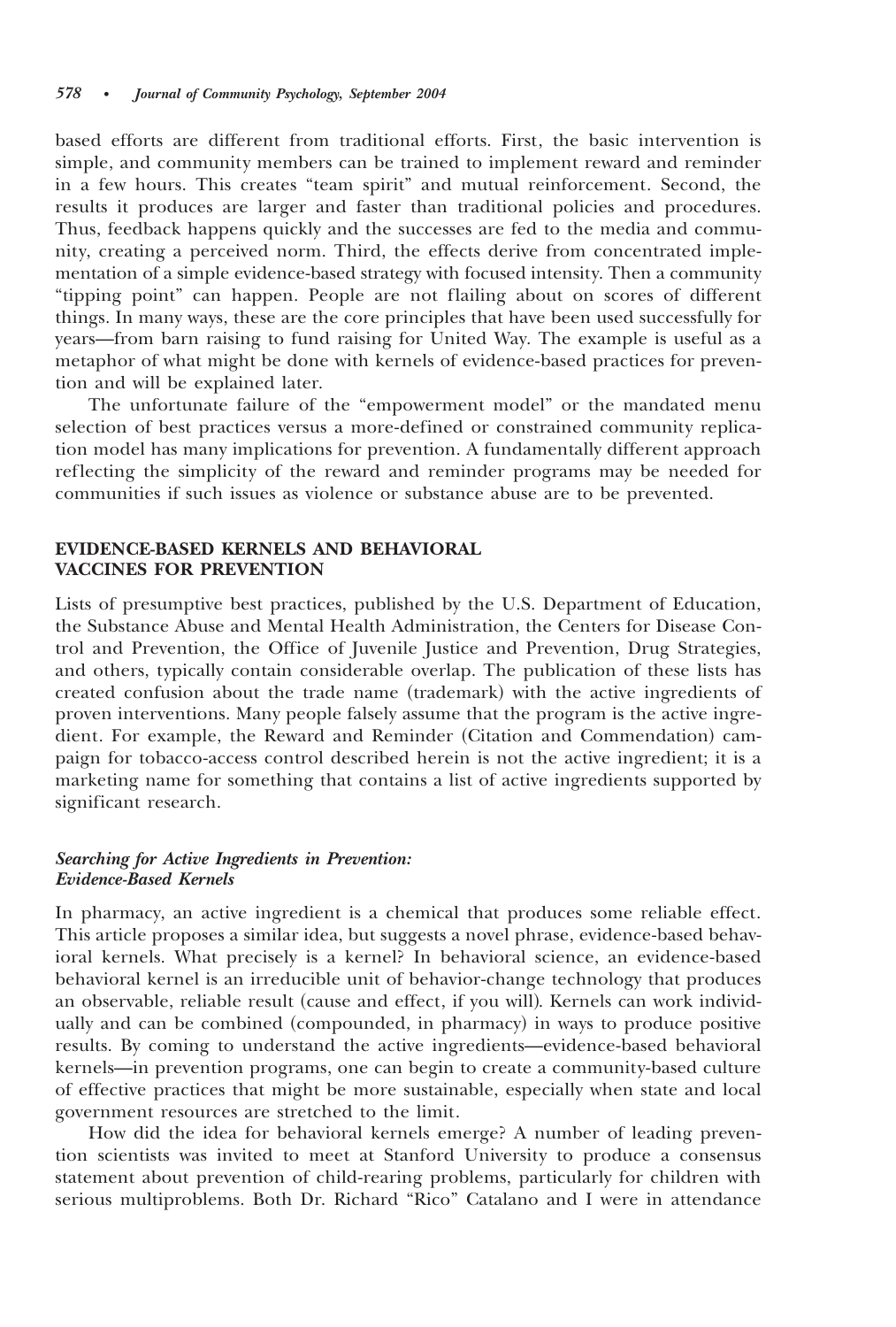based efforts are different from traditional efforts. First, the basic intervention is simple, and community members can be trained to implement reward and reminder in a few hours. This creates "team spirit" and mutual reinforcement. Second, the results it produces are larger and faster than traditional policies and procedures. Thus, feedback happens quickly and the successes are fed to the media and community, creating a perceived norm. Third, the effects derive from concentrated implementation of a simple evidence-based strategy with focused intensity. Then a community "tipping point" can happen. People are not flailing about on scores of different things. In many ways, these are the core principles that have been used successfully for years—from barn raising to fund raising for United Way. The example is useful as a metaphor of what might be done with kernels of evidence-based practices for prevention and will be explained later.

The unfortunate failure of the "empowerment model" or the mandated menu selection of best practices versus a more-defined or constrained community replication model has many implications for prevention. A fundamentally different approach reflecting the simplicity of the reward and reminder programs may be needed for communities if such issues as violence or substance abuse are to be prevented.

## EVIDENCE-BASED KERNELS AND BEHAVIORAL VACCINES FOR PREVENTION

Lists of presumptive best practices, published by the U.S. Department of Education, the Substance Abuse and Mental Health Administration, the Centers for Disease Control and Prevention, the Office of Juvenile Justice and Prevention, Drug Strategies, and others, typically contain considerable overlap. The publication of these lists has created confusion about the trade name (trademark) with the active ingredients of proven interventions. Many people falsely assume that the program is the active ingredient. For example, the Reward and Reminder (Citation and Commendation) campaign for tobacco-access control described herein is not the active ingredient; it is a marketing name for something that contains a list of active ingredients supported by significant research.

### *Searching for Active Ingredients in Prevention: Evidence-Based Kernels*

In pharmacy, an active ingredient is a chemical that produces some reliable effect. This article proposes a similar idea, but suggests a novel phrase, evidence-based behavioral kernels. What precisely is a kernel? In behavioral science, an evidence-based behavioral kernel is an irreducible unit of behavior-change technology that produces an observable, reliable result (cause and effect, if you will). Kernels can work individually and can be combined (compounded, in pharmacy) in ways to produce positive results. By coming to understand the active ingredients—evidence-based behavioral kernels—in prevention programs, one can begin to create a community-based culture of effective practices that might be more sustainable, especially when state and local government resources are stretched to the limit.

How did the idea for behavioral kernels emerge? A number of leading prevention scientists was invited to meet at Stanford University to produce a consensus statement about prevention of child-rearing problems, particularly for children with serious multiproblems. Both Dr. Richard "Rico" Catalano and I were in attendance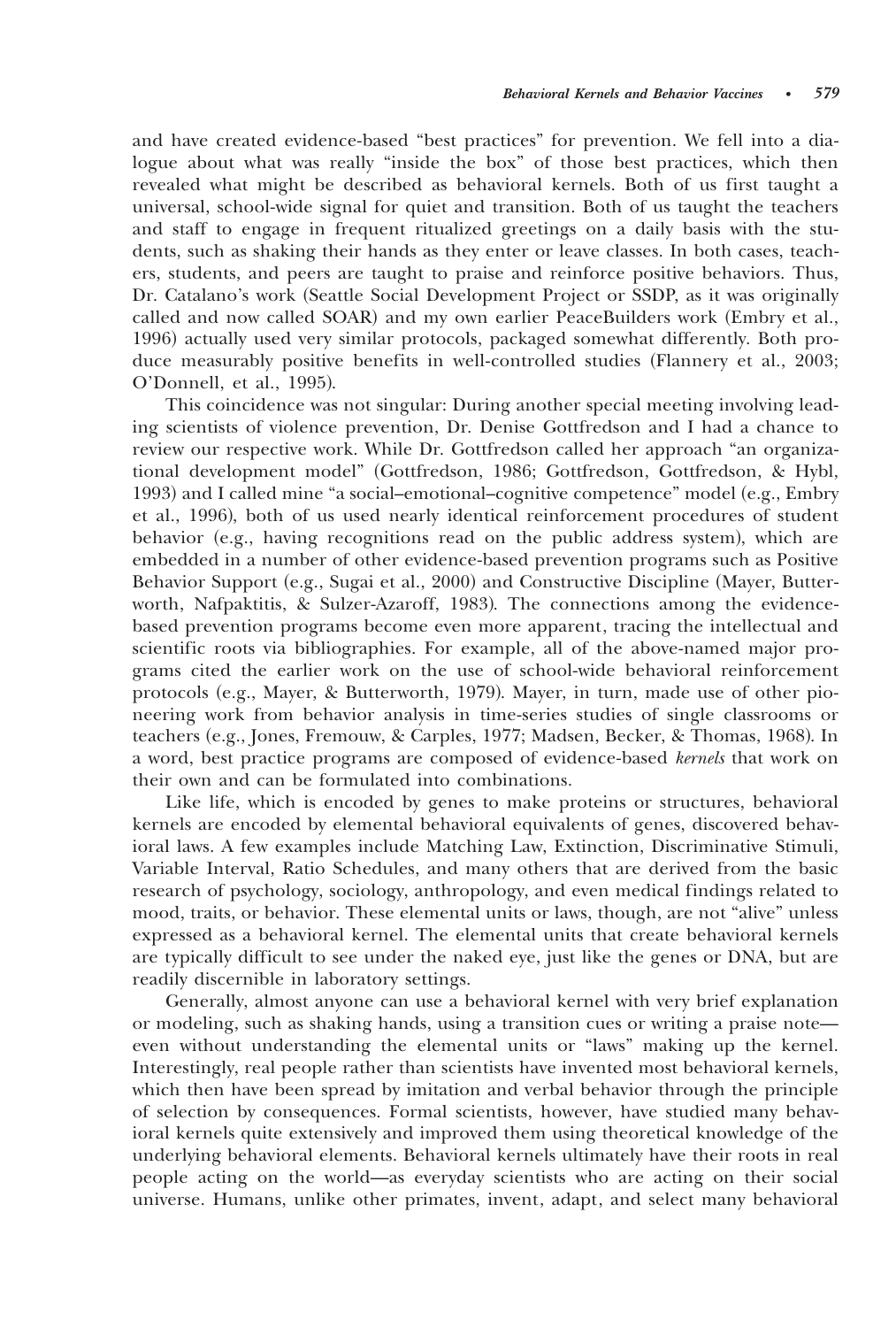and have created evidence-based "best practices" for prevention. We fell into a dialogue about what was really "inside the box" of those best practices, which then revealed what might be described as behavioral kernels. Both of us first taught a universal, school-wide signal for quiet and transition. Both of us taught the teachers and staff to engage in frequent ritualized greetings on a daily basis with the students, such as shaking their hands as they enter or leave classes. In both cases, teachers, students, and peers are taught to praise and reinforce positive behaviors. Thus, Dr. Catalano's work (Seattle Social Development Project or SSDP, as it was originally called and now called SOAR) and my own earlier PeaceBuilders work (Embry et al., 1996) actually used very similar protocols, packaged somewhat differently. Both produce measurably positive benefits in well-controlled studies (Flannery et al., 2003; O'Donnell, et al., 1995).

This coincidence was not singular: During another special meeting involving leading scientists of violence prevention, Dr. Denise Gottfredson and I had a chance to review our respective work. While Dr. Gottfredson called her approach "an organizational development model" (Gottfredson, 1986; Gottfredson, Gottfredson, & Hybl, 1993) and I called mine "a social–emotional–cognitive competence" model (e.g., Embry et al., 1996), both of us used nearly identical reinforcement procedures of student behavior (e.g., having recognitions read on the public address system), which are embedded in a number of other evidence-based prevention programs such as Positive Behavior Support (e.g., Sugai et al., 2000) and Constructive Discipline (Mayer, Butterworth, Nafpaktitis, & Sulzer-Azaroff, 1983). The connections among the evidence-based prevention programs become even more apparent, tracing the intellectual and scientific roots via bibliographies. For example, all of the above-named major programs cited the earlier work on the use of school-wide behavioral reinforcement protocols (e.g., Mayer, & Butterworth, 1979). Mayer, in turn, made use of other pioneering work from behavior analysis in time-series studies of single classrooms or teachers (e.g., Jones, Fremouw, & Carples, 1977; Madsen, Becker, & Thomas, 1968). In a word, best practice programs are composed of evidence-based *kernels* that work on their own and can be formulated into combinations.

Like life, which is encoded by genes to make proteins or structures, behavioral kernels are encoded by elemental behavioral equivalents of genes, discovered behavioral laws. A few examples include Matching Law, Extinction, Discriminative Stimuli, Variable Interval, Ratio Schedules, and many others that are derived from the basic research of psychology, sociology, anthropology, and even medical findings related to mood, traits, or behavior. These elemental units or laws, though, are not "alive" unless expressed as a behavioral kernel. The elemental units that create behavioral kernels are typically difficult to see under the naked eye, just like the genes or DNA, but are readily discernible in laboratory settings.

Generally, almost anyone can use a behavioral kernel with very brief explanation or modeling, such as shaking hands, using a transition cues or writing a praise note—even without understanding the elemental units or "laws" making up the kernel. Interestingly, real people rather than scientists have invented most behavioral kernels, which then have been spread by imitation and verbal behavior through the principle of selection by consequences. Formal scientists, however, have studied many behavioral kernels quite extensively and improved them using theoretical knowledge of the underlying behavioral elements. Behavioral kernels ultimately have their roots in real people acting on the world—as everyday scientists who are acting on their social universe. Humans, unlike other primates, invent, adapt, and select many behavioral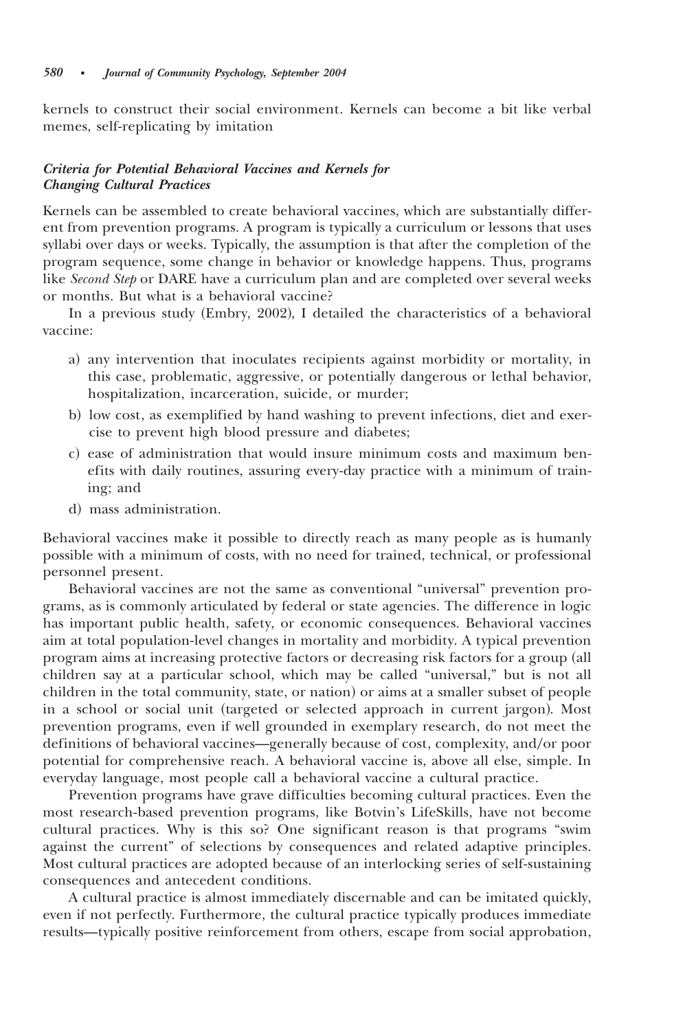kernels to construct their social environment. Kernels can become a bit like verbal memes, self-replicating by imitation

### *Criteria for Potential Behavioral Vaccines and Kernels for Changing Cultural Practices*

Kernels can be assembled to create behavioral vaccines, which are substantially different from prevention programs. A program is typically a curriculum or lessons that uses syllabi over days or weeks. Typically, the assumption is that after the completion of the program sequence, some change in behavior or knowledge happens. Thus, programs like *Second Step* or DARE have a curriculum plan and are completed over several weeks or months. But what is a behavioral vaccine?

In a previous study (Embry, 2002), I detailed the characteristics of a behavioral vaccine:

a) any intervention that inoculates recipients against morbidity or mortality, in this case, problematic, aggressive, or potentially dangerous or lethal behavior, hospitalization, incarceration, suicide, or murder;
b) low cost, as exemplified by hand washing to prevent infections, diet and exercise to prevent high blood pressure and diabetes;
c) ease of administration that would insure minimum costs and maximum benefits with daily routines, assuring every-day practice with a minimum of training; and
d) mass administration.

Behavioral vaccines make it possible to directly reach as many people as is humanly possible with a minimum of costs, with no need for trained, technical, or professional personnel present.

Behavioral vaccines are not the same as conventional "universal" prevention programs, as is commonly articulated by federal or state agencies. The difference in logic has important public health, safety, or economic consequences. Behavioral vaccines aim at total population-level changes in mortality and morbidity. A typical prevention program aims at increasing protective factors or decreasing risk factors for a group (all children say at a particular school, which may be called "universal," but is not all children in the total community, state, or nation) or aims at a smaller subset of people in a school or social unit (targeted or selected approach in current jargon). Most prevention programs, even if well grounded in exemplary research, do not meet the definitions of behavioral vaccines—generally because of cost, complexity, and/or poor potential for comprehensive reach. A behavioral vaccine is, above all else, simple. In everyday language, most people call a behavioral vaccine a cultural practice.

Prevention programs have grave difficulties becoming cultural practices. Even the most research-based prevention programs, like Botvin's LifeSkills, have not become cultural practices. Why is this so? One significant reason is that programs "swim against the current" of selections by consequences and related adaptive principles. Most cultural practices are adopted because of an interlocking series of self-sustaining consequences and antecedent conditions.

A cultural practice is almost immediately discernable and can be imitated quickly, even if not perfectly. Furthermore, the cultural practice typically produces immediate results—typically positive reinforcement from others, escape from social approbation,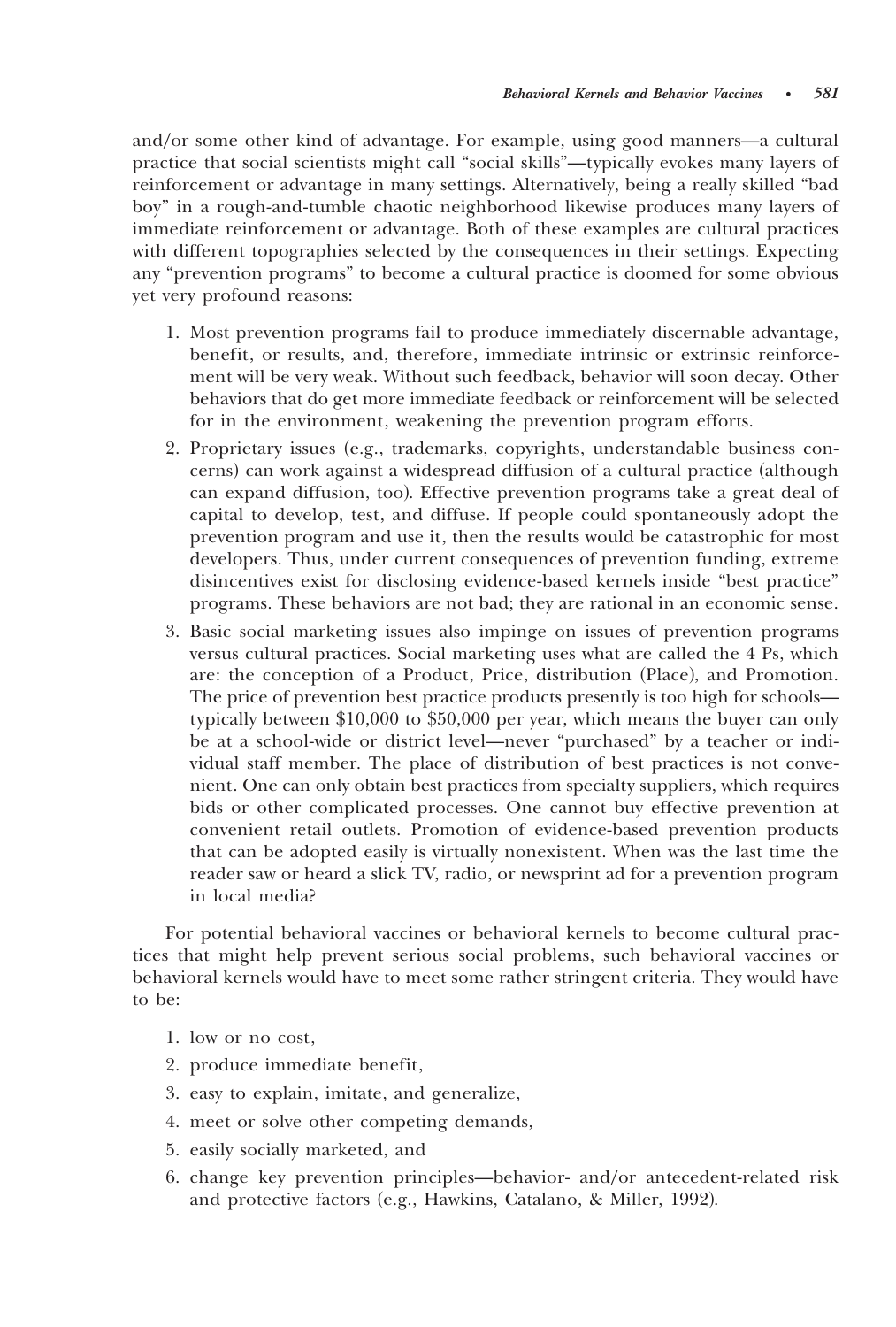and/or some other kind of advantage. For example, using good manners—a cultural practice that social scientists might call "social skills"—typically evokes many layers of reinforcement or advantage in many settings. Alternatively, being a really skilled "bad boy" in a rough-and-tumble chaotic neighborhood likewise produces many layers of immediate reinforcement or advantage. Both of these examples are cultural practices with different topographies selected by the consequences in their settings. Expecting any "prevention programs" to become a cultural practice is doomed for some obvious yet very profound reasons:

1. Most prevention programs fail to produce immediately discernable advantage, benefit, or results, and, therefore, immediate intrinsic or extrinsic reinforcement will be very weak. Without such feedback, behavior will soon decay. Other behaviors that do get more immediate feedback or reinforcement will be selected for in the environment, weakening the prevention program efforts.
2. Proprietary issues (e.g., trademarks, copyrights, understandable business concerns) can work against a widespread diffusion of a cultural practice (although can expand diffusion, too). Effective prevention programs take a great deal of capital to develop, test, and diffuse. If people could spontaneously adopt the prevention program and use it, then the results would be catastrophic for most developers. Thus, under current consequences of prevention funding, extreme disincentives exist for disclosing evidence-based kernels inside "best practice" programs. These behaviors are not bad; they are rational in an economic sense.
3. Basic social marketing issues also impinge on issues of prevention programs versus cultural practices. Social marketing uses what are called the 4 Ps, which are: the conception of a Product, Price, distribution (Place), and Promotion. The price of prevention best practice products presently is too high for schools—typically between $10,000 to $50,000 per year, which means the buyer can only be at a school-wide or district level—never "purchased" by a teacher or individual staff member. The place of distribution of best practices is not convenient. One can only obtain best practices from specialty suppliers, which requires bids or other complicated processes. One cannot buy effective prevention at convenient retail outlets. Promotion of evidence-based prevention products that can be adopted easily is virtually nonexistent. When was the last time the reader saw or heard a slick TV, radio, or newsprint ad for a prevention program in local media?

For potential behavioral vaccines or behavioral kernels to become cultural practices that might help prevent serious social problems, such behavioral vaccines or behavioral kernels would have to meet some rather stringent criteria. They would have to be:

1. low or no cost,
2. produce immediate benefit,
3. easy to explain, imitate, and generalize,
4. meet or solve other competing demands,
5. easily socially marketed, and
6. change key prevention principles—behavior- and/or antecedent-related risk and protective factors (e.g., Hawkins, Catalano, & Miller, 1992).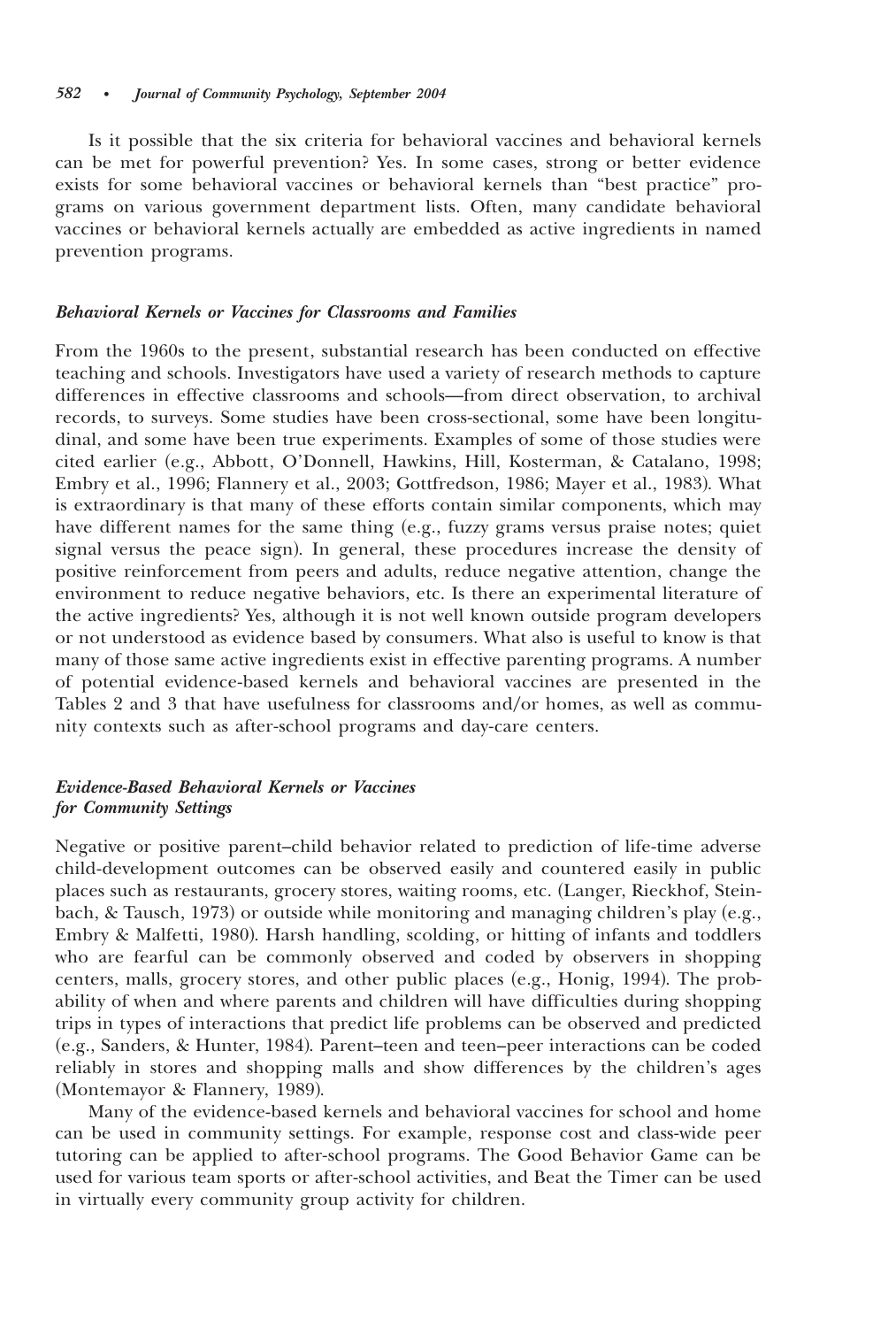Is it possible that the six criteria for behavioral vaccines and behavioral kernels can be met for powerful prevention? Yes. In some cases, strong or better evidence exists for some behavioral vaccines or behavioral kernels than "best practice" programs on various government department lists. Often, many candidate behavioral vaccines or behavioral kernels actually are embedded as active ingredients in named prevention programs.

### *Behavioral Kernels or Vaccines for Classrooms and Families*

From the 1960s to the present, substantial research has been conducted on effective teaching and schools. Investigators have used a variety of research methods to capture differences in effective classrooms and schools—from direct observation, to archival records, to surveys. Some studies have been cross-sectional, some have been longitudinal, and some have been true experiments. Examples of some of those studies were cited earlier (e.g., Abbott, O'Donnell, Hawkins, Hill, Kosterman, & Catalano, 1998; Embry et al., 1996; Flannery et al., 2003; Gottfredson, 1986; Mayer et al., 1983). What is extraordinary is that many of these efforts contain similar components, which may have different names for the same thing (e.g., fuzzy grams versus praise notes; quiet signal versus the peace sign). In general, these procedures increase the density of positive reinforcement from peers and adults, reduce negative attention, change the environment to reduce negative behaviors, etc. Is there an experimental literature of the active ingredients? Yes, although it is not well known outside program developers or not understood as evidence based by consumers. What also is useful to know is that many of those same active ingredients exist in effective parenting programs. A number of potential evidence-based kernels and behavioral vaccines are presented in the Tables 2 and 3 that have usefulness for classrooms and/or homes, as well as community contexts such as after-school programs and day-care centers.

### *Evidence-Based Behavioral Kernels or Vaccines for Community Settings*

Negative or positive parent–child behavior related to prediction of life-time adverse child-development outcomes can be observed easily and countered easily in public places such as restaurants, grocery stores, waiting rooms, etc. (Langer, Rieckhof, Steinbach, & Tausch, 1973) or outside while monitoring and managing children's play (e.g., Embry & Malfetti, 1980). Harsh handling, scolding, or hitting of infants and toddlers who are fearful can be commonly observed and coded by observers in shopping centers, malls, grocery stores, and other public places (e.g., Honig, 1994). The probability of when and where parents and children will have difficulties during shopping trips in types of interactions that predict life problems can be observed and predicted (e.g., Sanders, & Hunter, 1984). Parent–teen and teen–peer interactions can be coded reliably in stores and shopping malls and show differences by the children's ages (Montemayor & Flannery, 1989).

Many of the evidence-based kernels and behavioral vaccines for school and home can be used in community settings. For example, response cost and class-wide peer tutoring can be applied to after-school programs. The Good Behavior Game can be used for various team sports or after-school activities, and Beat the Timer can be used in virtually every community group activity for children.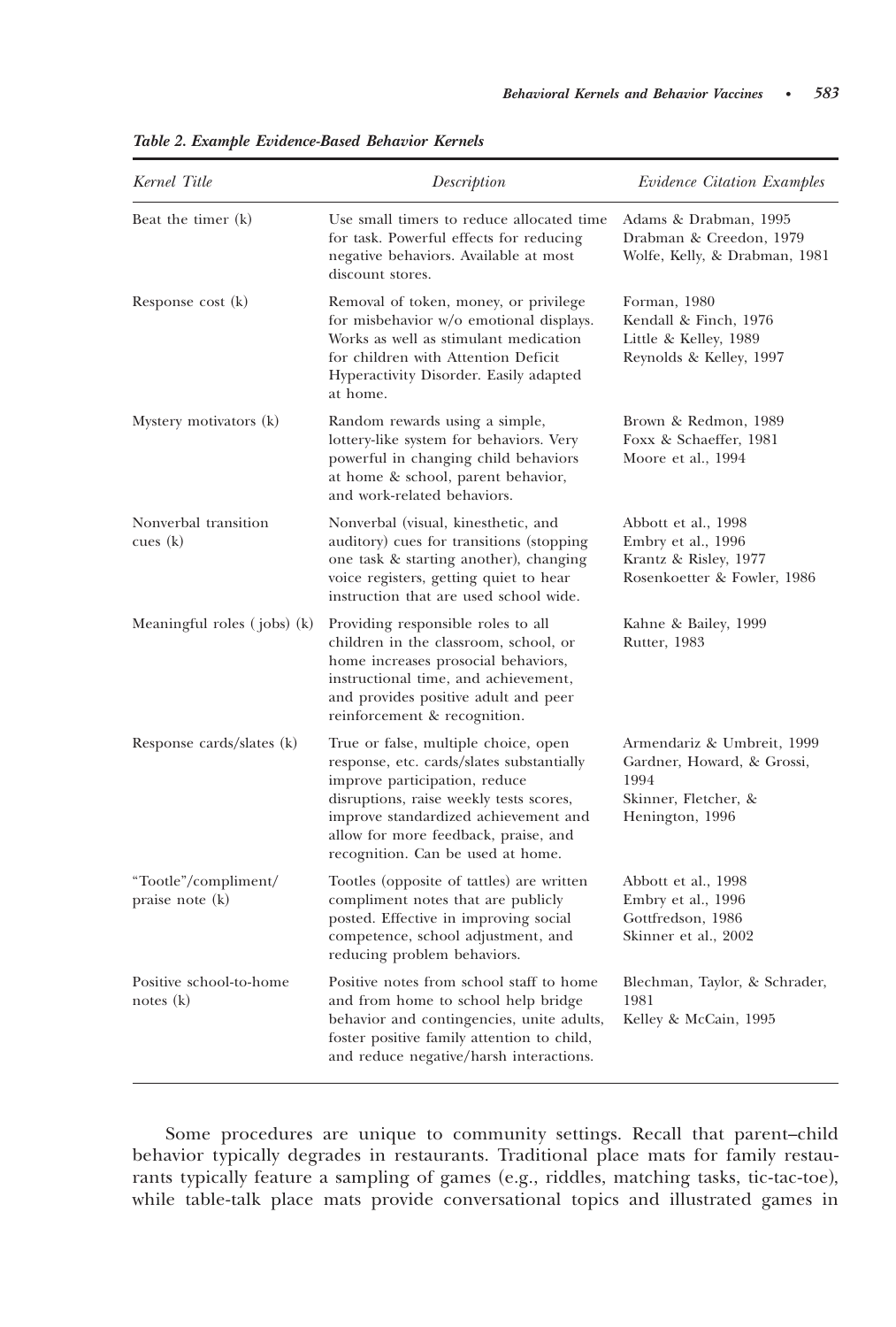*Table 2. Example Evidence-Based Behavior Kernels*

| *Kernel Title* | *Description* | *Evidence Citation Examples* |
|---|---|---|
| Beat the timer (k) | Use small timers to reduce allocated time for task. Powerful effects for reducing negative behaviors. Available at most discount stores. | Adams & Drabman, 1995<br>Drabman & Creedon, 1979<br>Wolfe, Kelly, & Drabman, 1981 |
| Response cost (k) | Removal of token, money, or privilege for misbehavior w/o emotional displays. Works as well as stimulant medication for children with Attention Deficit Hyperactivity Disorder. Easily adapted at home. | Forman, 1980<br>Kendall & Finch, 1976<br>Little & Kelley, 1989<br>Reynolds & Kelley, 1997 |
| Mystery motivators (k) | Random rewards using a simple, lottery-like system for behaviors. Very powerful in changing child behaviors at home & school, parent behavior, and work-related behaviors. | Brown & Redmon, 1989<br>Foxx & Schaeffer, 1981<br>Moore et al., 1994 |
| Nonverbal transition cues (k) | Nonverbal (visual, kinesthetic, and auditory) cues for transitions (stopping one task & starting another), changing voice registers, getting quiet to hear instruction that are used school wide. | Abbott et al., 1998<br>Embry et al., 1996<br>Krantz & Risley, 1977<br>Rosenkoetter & Fowler, 1986 |
| Meaningful roles ( jobs) (k) | Providing responsible roles to all children in the classroom, school, or home increases prosocial behaviors, instructional time, and achievement, and provides positive adult and peer reinforcement & recognition. | Kahne & Bailey, 1999<br>Rutter, 1983 |
| Response cards/slates (k) | True or false, multiple choice, open response, etc. cards/slates substantially improve participation, reduce disruptions, raise weekly tests scores, improve standardized achievement and allow for more feedback, praise, and recognition. Can be used at home. | Armendariz & Umbreit, 1999<br>Gardner, Howard, & Grossi, 1994<br>Skinner, Fletcher, & Henington, 1996 |
| "Tootle"/compliment/ praise note (k) | Tootles (opposite of tattles) are written compliment notes that are publicly posted. Effective in improving social competence, school adjustment, and reducing problem behaviors. | Abbott et al., 1998<br>Embry et al., 1996<br>Gottfredson, 1986<br>Skinner et al., 2002 |
| Positive school-to-home notes (k) | Positive notes from school staff to home and from home to school help bridge behavior and contingencies, unite adults, foster positive family attention to child, and reduce negative/harsh interactions. | Blechman, Taylor, & Schrader, 1981<br>Kelley & McCain, 1995 |

Some procedures are unique to community settings. Recall that parent–child behavior typically degrades in restaurants. Traditional place mats for family restaurants typically feature a sampling of games (e.g., riddles, matching tasks, tic-tac-toe), while table-talk place mats provide conversational topics and illustrated games in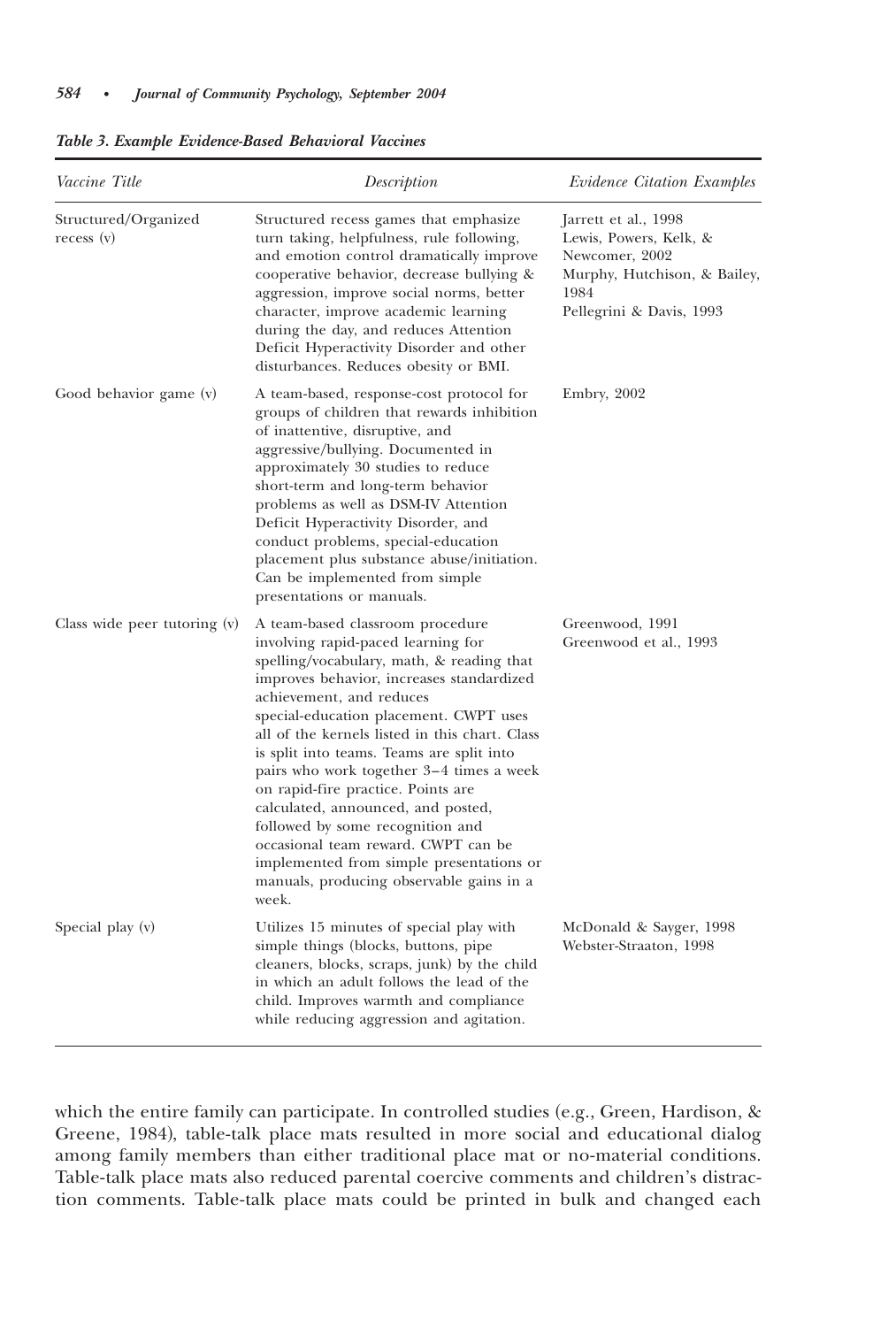*Table 3. Example Evidence-Based Behavioral Vaccines*

| *Vaccine Title* | *Description* | *Evidence Citation Examples* |
|---|---|---|
| Structured/Organized recess (v) | Structured recess games that emphasize turn taking, helpfulness, rule following, and emotion control dramatically improve cooperative behavior, decrease bullying & aggression, improve social norms, better character, improve academic learning during the day, and reduces Attention Deficit Hyperactivity Disorder and other disturbances. Reduces obesity or BMI. | Jarrett et al., 1998<br>Lewis, Powers, Kelk, & Newcomer, 2002<br>Murphy, Hutchison, & Bailey, 1984<br>Pellegrini & Davis, 1993 |
| Good behavior game (v) | A team-based, response-cost protocol for groups of children that rewards inhibition of inattentive, disruptive, and aggressive/bullying. Documented in approximately 30 studies to reduce short-term and long-term behavior problems as well as DSM-IV Attention Deficit Hyperactivity Disorder, and conduct problems, special-education placement plus substance abuse/initiation. Can be implemented from simple presentations or manuals. | Embry, 2002 |
| Class wide peer tutoring (v) | A team-based classroom procedure involving rapid-paced learning for spelling/vocabulary, math, & reading that improves behavior, increases standardized achievement, and reduces special-education placement. CWPT uses all of the kernels listed in this chart. Class is split into teams. Teams are split into pairs who work together 3–4 times a week on rapid-fire practice. Points are calculated, announced, and posted, followed by some recognition and occasional team reward. CWPT can be implemented from simple presentations or manuals, producing observable gains in a week. | Greenwood, 1991<br>Greenwood et al., 1993 |
| Special play (v) | Utilizes 15 minutes of special play with simple things (blocks, buttons, pipe cleaners, blocks, scraps, junk) by the child in which an adult follows the lead of the child. Improves warmth and compliance while reducing aggression and agitation. | McDonald & Sayger, 1998<br>Webster-Straaton, 1998 |

which the entire family can participate. In controlled studies (e.g., Green, Hardison, & Greene, 1984), table-talk place mats resulted in more social and educational dialog among family members than either traditional place mat or no-material conditions. Table-talk place mats also reduced parental coercive comments and children's distraction comments. Table-talk place mats could be printed in bulk and changed each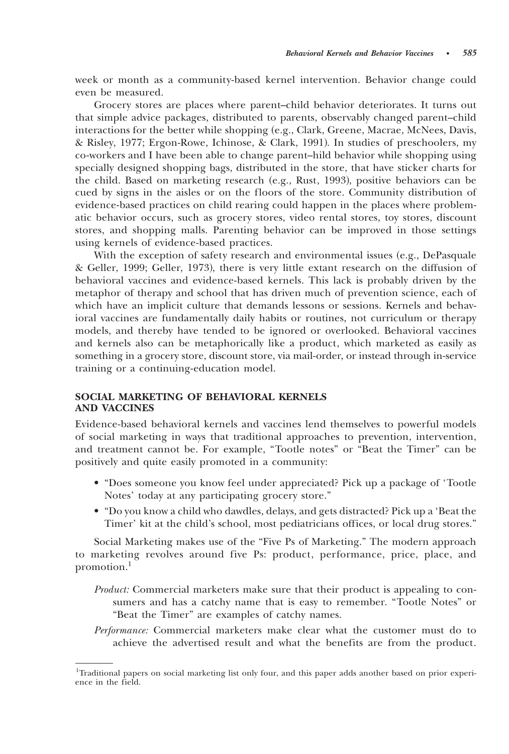week or month as a community-based kernel intervention. Behavior change could even be measured.

Grocery stores are places where parent–child behavior deteriorates. It turns out that simple advice packages, distributed to parents, observably changed parent–child interactions for the better while shopping (e.g., Clark, Greene, Macrae, McNees, Davis, & Risley, 1977; Ergon-Rowe, Ichinose, & Clark, 1991). In studies of preschoolers, my co-workers and I have been able to change parent–hild behavior while shopping using specially designed shopping bags, distributed in the store, that have sticker charts for the child. Based on marketing research (e.g., Rust, 1993), positive behaviors can be cued by signs in the aisles or on the floors of the store. Community distribution of evidence-based practices on child rearing could happen in the places where problematic behavior occurs, such as grocery stores, video rental stores, toy stores, discount stores, and shopping malls. Parenting behavior can be improved in those settings using kernels of evidence-based practices.

With the exception of safety research and environmental issues (e.g., DePasquale & Geller, 1999; Geller, 1973), there is very little extant research on the diffusion of behavioral vaccines and evidence-based kernels. This lack is probably driven by the metaphor of therapy and school that has driven much of prevention science, each of which have an implicit culture that demands lessons or sessions. Kernels and behavioral vaccines are fundamentally daily habits or routines, not curriculum or therapy models, and thereby have tended to be ignored or overlooked. Behavioral vaccines and kernels also can be metaphorically like a product, which marketed as easily as something in a grocery store, discount store, via mail-order, or instead through in-service training or a continuing-education model.

## SOCIAL MARKETING OF BEHAVIORAL KERNELS AND VACCINES

Evidence-based behavioral kernels and vaccines lend themselves to powerful models of social marketing in ways that traditional approaches to prevention, intervention, and treatment cannot be. For example, "Tootle notes" or "Beat the Timer" can be positively and quite easily promoted in a community:

- "Does someone you know feel under appreciated? Pick up a package of 'Tootle Notes' today at any participating grocery store."
- "Do you know a child who dawdles, delays, and gets distracted? Pick up a 'Beat the Timer' kit at the child's school, most pediatricians offices, or local drug stores."

Social Marketing makes use of the "Five Ps of Marketing." The modern approach to marketing revolves around five Ps: product, performance, price, place, and promotion.[1]

*Product:* Commercial marketers make sure that their product is appealing to consumers and has a catchy name that is easy to remember. "Tootle Notes" or "Beat the Timer" are examples of catchy names.

*Performance:* Commercial marketers make clear what the customer must do to achieve the advertised result and what the benefits are from the product.

[1] Traditional papers on social marketing list only four, and this paper adds another based on prior experience in the field.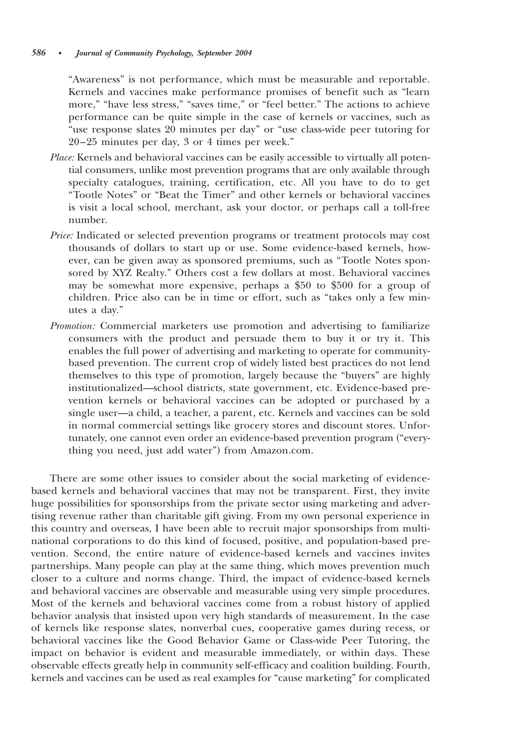"Awareness" is not performance, which must be measurable and reportable. Kernels and vaccines make performance promises of benefit such as "learn more," "have less stress," "saves time," or "feel better." The actions to achieve performance can be quite simple in the case of kernels or vaccines, such as "use response slates 20 minutes per day" or "use class-wide peer tutoring for 20–25 minutes per day, 3 or 4 times per week."

*Place:* Kernels and behavioral vaccines can be easily accessible to virtually all potential consumers, unlike most prevention programs that are only available through specialty catalogues, training, certification, etc. All you have to do to get "Tootle Notes" or "Beat the Timer" and other kernels or behavioral vaccines is visit a local school, merchant, ask your doctor, or perhaps call a toll-free number.

*Price:* Indicated or selected prevention programs or treatment protocols may cost thousands of dollars to start up or use. Some evidence-based kernels, however, can be given away as sponsored premiums, such as "Tootle Notes sponsored by XYZ Realty." Others cost a few dollars at most. Behavioral vaccines may be somewhat more expensive, perhaps a $50 to $500 for a group of children. Price also can be in time or effort, such as "takes only a few minutes a day."

*Promotion:* Commercial marketers use promotion and advertising to familiarize consumers with the product and persuade them to buy it or try it. This enables the full power of advertising and marketing to operate for community-based prevention. The current crop of widely listed best practices do not lend themselves to this type of promotion, largely because the "buyers" are highly institutionalized—school districts, state government, etc. Evidence-based prevention kernels or behavioral vaccines can be adopted or purchased by a single user—a child, a teacher, a parent, etc. Kernels and vaccines can be sold in normal commercial settings like grocery stores and discount stores. Unfortunately, one cannot even order an evidence-based prevention program ("everything you need, just add water") from Amazon.com.

There are some other issues to consider about the social marketing of evidence-based kernels and behavioral vaccines that may not be transparent. First, they invite huge possibilities for sponsorships from the private sector using marketing and advertising revenue rather than charitable gift giving. From my own personal experience in this country and overseas, I have been able to recruit major sponsorships from multinational corporations to do this kind of focused, positive, and population-based prevention. Second, the entire nature of evidence-based kernels and vaccines invites partnerships. Many people can play at the same thing, which moves prevention much closer to a culture and norms change. Third, the impact of evidence-based kernels and behavioral vaccines are observable and measurable using very simple procedures. Most of the kernels and behavioral vaccines come from a robust history of applied behavior analysis that insisted upon very high standards of measurement. In the case of kernels like response slates, nonverbal cues, cooperative games during recess, or behavioral vaccines like the Good Behavior Game or Class-wide Peer Tutoring, the impact on behavior is evident and measurable immediately, or within days. These observable effects greatly help in community self-efficacy and coalition building. Fourth, kernels and vaccines can be used as real examples for "cause marketing" for complicated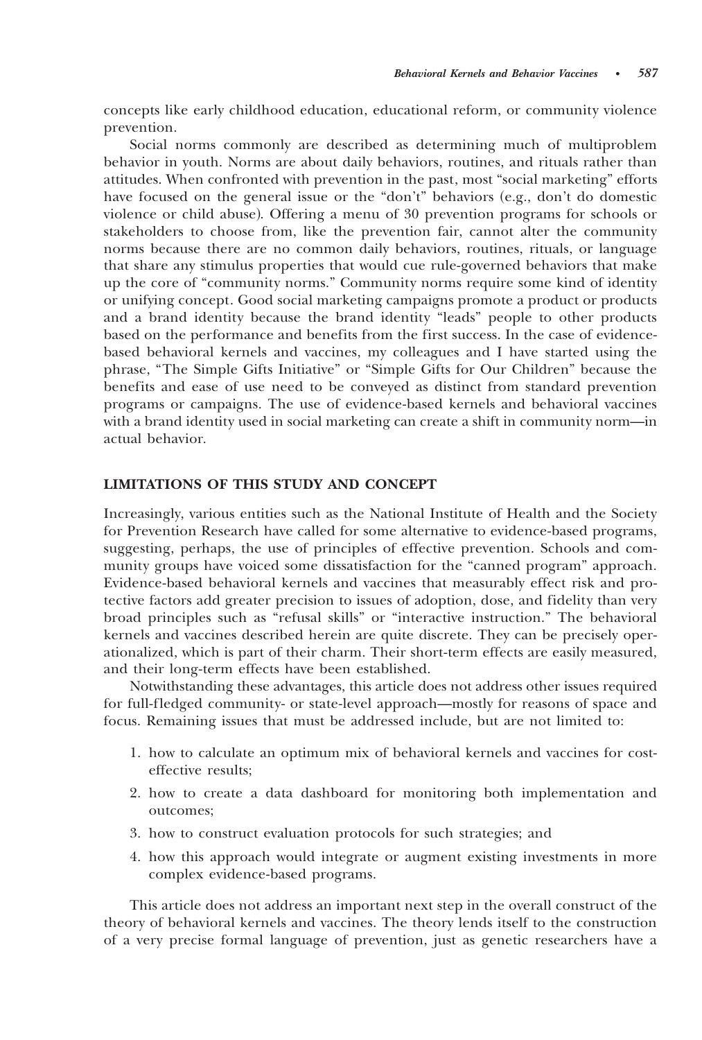concepts like early childhood education, educational reform, or community violence prevention.

Social norms commonly are described as determining much of multiproblem behavior in youth. Norms are about daily behaviors, routines, and rituals rather than attitudes. When confronted with prevention in the past, most "social marketing" efforts have focused on the general issue or the "don't" behaviors (e.g., don't do domestic violence or child abuse). Offering a menu of 30 prevention programs for schools or stakeholders to choose from, like the prevention fair, cannot alter the community norms because there are no common daily behaviors, routines, rituals, or language that share any stimulus properties that would cue rule-governed behaviors that make up the core of "community norms." Community norms require some kind of identity or unifying concept. Good social marketing campaigns promote a product or products and a brand identity because the brand identity "leads" people to other products based on the performance and benefits from the first success. In the case of evidence-based behavioral kernels and vaccines, my colleagues and I have started using the phrase, "The Simple Gifts Initiative" or "Simple Gifts for Our Children" because the benefits and ease of use need to be conveyed as distinct from standard prevention programs or campaigns. The use of evidence-based kernels and behavioral vaccines with a brand identity used in social marketing can create a shift in community norm—in actual behavior.

## LIMITATIONS OF THIS STUDY AND CONCEPT

Increasingly, various entities such as the National Institute of Health and the Society for Prevention Research have called for some alternative to evidence-based programs, suggesting, perhaps, the use of principles of effective prevention. Schools and community groups have voiced some dissatisfaction for the "canned program" approach. Evidence-based behavioral kernels and vaccines that measurably effect risk and protective factors add greater precision to issues of adoption, dose, and fidelity than very broad principles such as "refusal skills" or "interactive instruction." The behavioral kernels and vaccines described herein are quite discrete. They can be precisely operationalized, which is part of their charm. Their short-term effects are easily measured, and their long-term effects have been established.

Notwithstanding these advantages, this article does not address other issues required for full-fledged community- or state-level approach—mostly for reasons of space and focus. Remaining issues that must be addressed include, but are not limited to:

1. how to calculate an optimum mix of behavioral kernels and vaccines for cost-effective results;
2. how to create a data dashboard for monitoring both implementation and outcomes;
3. how to construct evaluation protocols for such strategies; and
4. how this approach would integrate or augment existing investments in more complex evidence-based programs.

This article does not address an important next step in the overall construct of the theory of behavioral kernels and vaccines. The theory lends itself to the construction of a very precise formal language of prevention, just as genetic researchers have a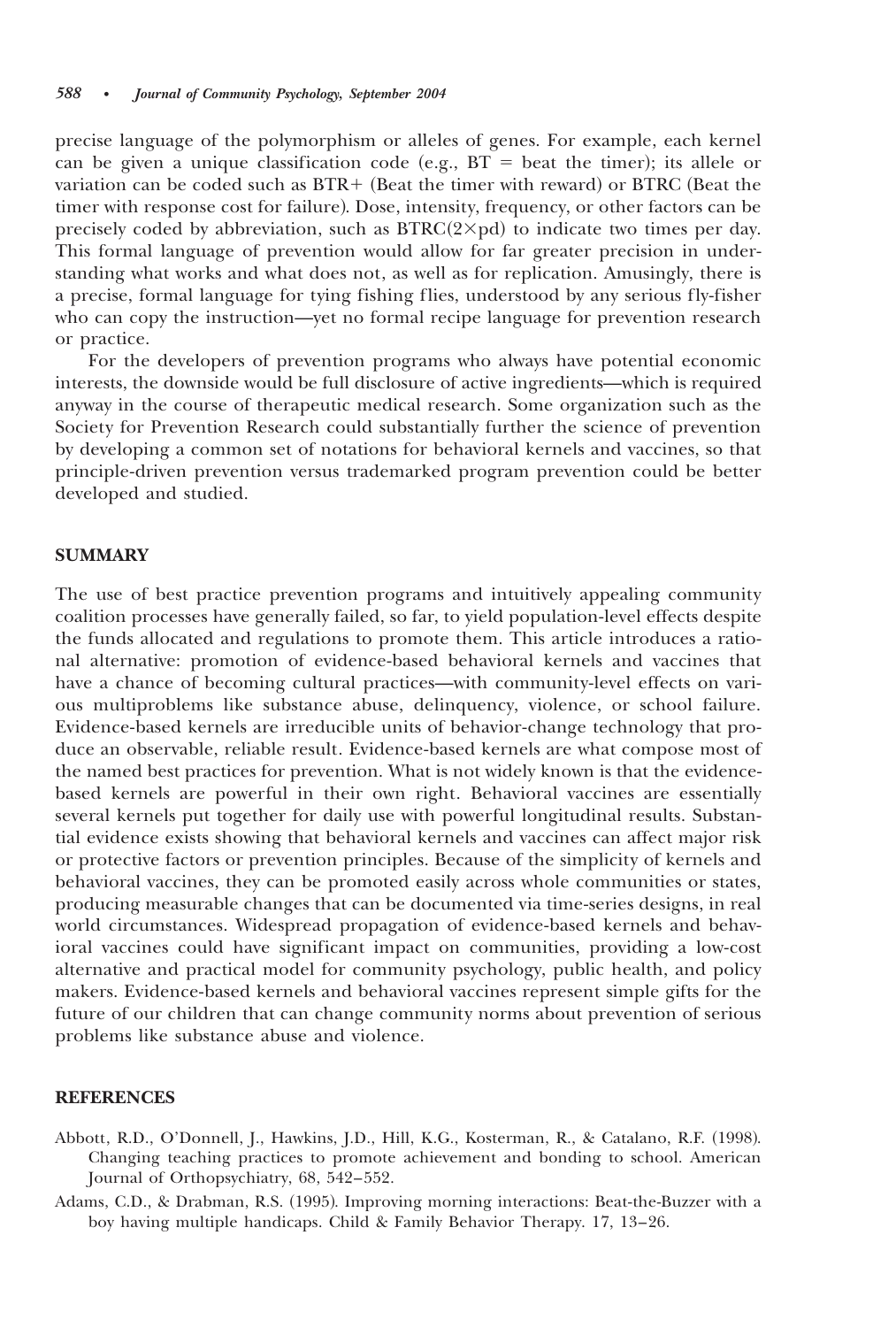precise language of the polymorphism or alleles of genes. For example, each kernel can be given a unique classification code (e.g., BT = beat the timer); its allele or variation can be coded such as BTR+ (Beat the timer with reward) or BTRC (Beat the timer with response cost for failure). Dose, intensity, frequency, or other factors can be precisely coded by abbreviation, such as BTRC(2×pd) to indicate two times per day. This formal language of prevention would allow for far greater precision in understanding what works and what does not, as well as for replication. Amusingly, there is a precise, formal language for tying fishing flies, understood by any serious fly-fisher who can copy the instruction—yet no formal recipe language for prevention research or practice.

For the developers of prevention programs who always have potential economic interests, the downside would be full disclosure of active ingredients—which is required anyway in the course of therapeutic medical research. Some organization such as the Society for Prevention Research could substantially further the science of prevention by developing a common set of notations for behavioral kernels and vaccines, so that principle-driven prevention versus trademarked program prevention could be better developed and studied.

## SUMMARY

The use of best practice prevention programs and intuitively appealing community coalition processes have generally failed, so far, to yield population-level effects despite the funds allocated and regulations to promote them. This article introduces a rational alternative: promotion of evidence-based behavioral kernels and vaccines that have a chance of becoming cultural practices—with community-level effects on various multiproblems like substance abuse, delinquency, violence, or school failure. Evidence-based kernels are irreducible units of behavior-change technology that produce an observable, reliable result. Evidence-based kernels are what compose most of the named best practices for prevention. What is not widely known is that the evidence-based kernels are powerful in their own right. Behavioral vaccines are essentially several kernels put together for daily use with powerful longitudinal results. Substantial evidence exists showing that behavioral kernels and vaccines can affect major risk or protective factors or prevention principles. Because of the simplicity of kernels and behavioral vaccines, they can be promoted easily across whole communities or states, producing measurable changes that can be documented via time-series designs, in real world circumstances. Widespread propagation of evidence-based kernels and behavioral vaccines could have significant impact on communities, providing a low-cost alternative and practical model for community psychology, public health, and policy makers. Evidence-based kernels and behavioral vaccines represent simple gifts for the future of our children that can change community norms about prevention of serious problems like substance abuse and violence.

## REFERENCES

Abbott, R.D., O'Donnell, J., Hawkins, J.D., Hill, K.G., Kosterman, R., & Catalano, R.F. (1998). Changing teaching practices to promote achievement and bonding to school. American Journal of Orthopsychiatry, 68, 542–552.

Adams, C.D., & Drabman, R.S. (1995). Improving morning interactions: Beat-the-Buzzer with a boy having multiple handicaps. Child & Family Behavior Therapy. 17, 13–26.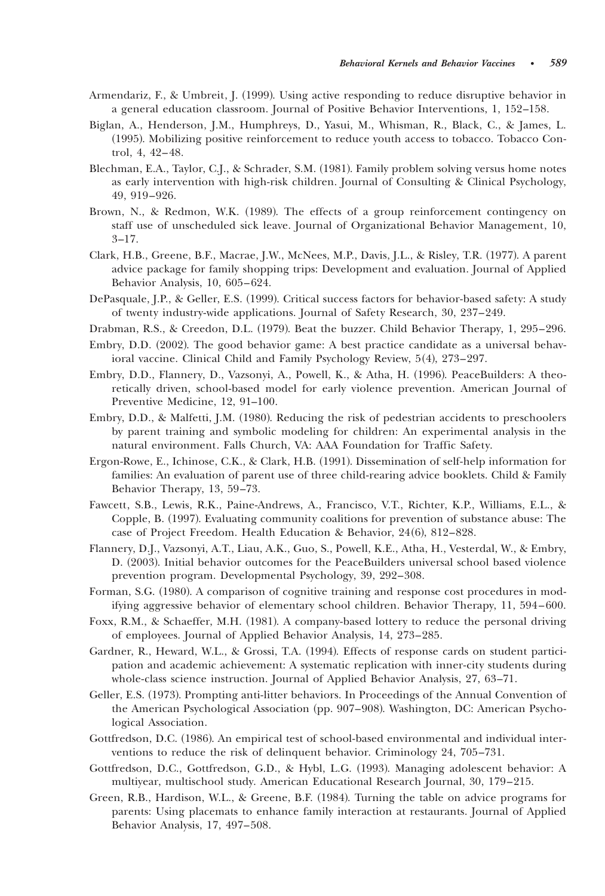Armendariz, F., & Umbreit, J. (1999). Using active responding to reduce disruptive behavior in a general education classroom. Journal of Positive Behavior Interventions, 1, 152–158.

Biglan, A., Henderson, J.M., Humphreys, D., Yasui, M., Whisman, R., Black, C., & James, L. (1995). Mobilizing positive reinforcement to reduce youth access to tobacco. Tobacco Control, 4, 42–48.

Blechman, E.A., Taylor, C.J., & Schrader, S.M. (1981). Family problem solving versus home notes as early intervention with high-risk children. Journal of Consulting & Clinical Psychology, 49, 919–926.

Brown, N., & Redmon, W.K. (1989). The effects of a group reinforcement contingency on staff use of unscheduled sick leave. Journal of Organizational Behavior Management, 10, 3–17.

Clark, H.B., Greene, B.F., Macrae, J.W., McNees, M.P., Davis, J.L., & Risley, T.R. (1977). A parent advice package for family shopping trips: Development and evaluation. Journal of Applied Behavior Analysis, 10, 605–624.

DePasquale, J.P., & Geller, E.S. (1999). Critical success factors for behavior-based safety: A study of twenty industry-wide applications. Journal of Safety Research, 30, 237–249.

Drabman, R.S., & Creedon, D.L. (1979). Beat the buzzer. Child Behavior Therapy, 1, 295–296.

Embry, D.D. (2002). The good behavior game: A best practice candidate as a universal behavioral vaccine. Clinical Child and Family Psychology Review, 5(4), 273–297.

Embry, D.D., Flannery, D., Vazsonyi, A., Powell, K., & Atha, H. (1996). PeaceBuilders: A theoretically driven, school-based model for early violence prevention. American Journal of Preventive Medicine, 12, 91–100.

Embry, D.D., & Malfetti, J.M. (1980). Reducing the risk of pedestrian accidents to preschoolers by parent training and symbolic modeling for children: An experimental analysis in the natural environment. Falls Church, VA: AAA Foundation for Traffic Safety.

Ergon-Rowe, E., Ichinose, C.K., & Clark, H.B. (1991). Dissemination of self-help information for families: An evaluation of parent use of three child-rearing advice booklets. Child & Family Behavior Therapy, 13, 59–73.

Fawcett, S.B., Lewis, R.K., Paine-Andrews, A., Francisco, V.T., Richter, K.P., Williams, E.L., & Copple, B. (1997). Evaluating community coalitions for prevention of substance abuse: The case of Project Freedom. Health Education & Behavior, 24(6), 812–828.

Flannery, D.J., Vazsonyi, A.T., Liau, A.K., Guo, S., Powell, K.E., Atha, H., Vesterdal, W., & Embry, D. (2003). Initial behavior outcomes for the PeaceBuilders universal school based violence prevention program. Developmental Psychology, 39, 292–308.

Forman, S.G. (1980). A comparison of cognitive training and response cost procedures in modifying aggressive behavior of elementary school children. Behavior Therapy, 11, 594–600.

Foxx, R.M., & Schaeffer, M.H. (1981). A company-based lottery to reduce the personal driving of employees. Journal of Applied Behavior Analysis, 14, 273–285.

Gardner, R., Heward, W.L., & Grossi, T.A. (1994). Effects of response cards on student participation and academic achievement: A systematic replication with inner-city students during whole-class science instruction. Journal of Applied Behavior Analysis, 27, 63–71.

Geller, E.S. (1973). Prompting anti-litter behaviors. In Proceedings of the Annual Convention of the American Psychological Association (pp. 907–908). Washington, DC: American Psychological Association.

Gottfredson, D.C. (1986). An empirical test of school-based environmental and individual interventions to reduce the risk of delinquent behavior. Criminology 24, 705–731.

Gottfredson, D.C., Gottfredson, G.D., & Hybl, L.G. (1993). Managing adolescent behavior: A multiyear, multischool study. American Educational Research Journal, 30, 179–215.

Green, R.B., Hardison, W.L., & Greene, B.F. (1984). Turning the table on advice programs for parents: Using placemats to enhance family interaction at restaurants. Journal of Applied Behavior Analysis, 17, 497–508.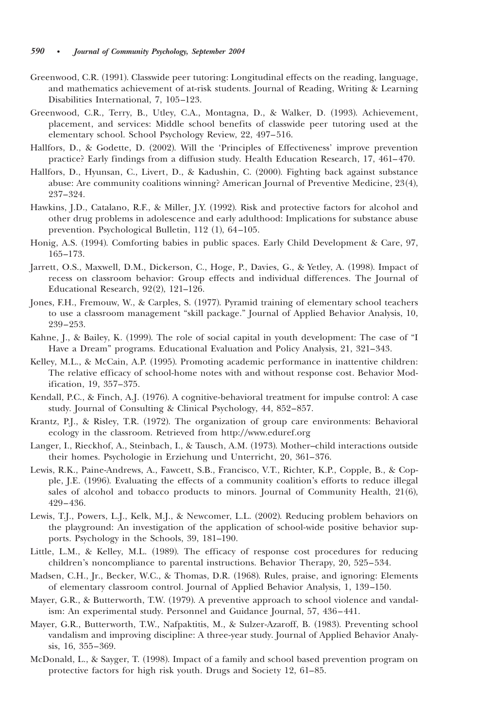Greenwood, C.R. (1991). Classwide peer tutoring: Longitudinal effects on the reading, language, and mathematics achievement of at-risk students. Journal of Reading, Writing & Learning Disabilities International, 7, 105–123.

Greenwood, C.R., Terry, B., Utley, C.A., Montagna, D., & Walker, D. (1993). Achievement, placement, and services: Middle school benefits of classwide peer tutoring used at the elementary school. School Psychology Review, 22, 497–516.

Hallfors, D., & Godette, D. (2002). Will the 'Principles of Effectiveness' improve prevention practice? Early findings from a diffusion study. Health Education Research, 17, 461–470.

Hallfors, D., Hyunsan, C., Livert, D., & Kadushin, C. (2000). Fighting back against substance abuse: Are community coalitions winning? American Journal of Preventive Medicine, 23(4), 237–324.

Hawkins, J.D., Catalano, R.F., & Miller, J.Y. (1992). Risk and protective factors for alcohol and other drug problems in adolescence and early adulthood: Implications for substance abuse prevention. Psychological Bulletin, 112 (1), 64–105.

Honig, A.S. (1994). Comforting babies in public spaces. Early Child Development & Care, 97, 165–173.

Jarrett, O.S., Maxwell, D.M., Dickerson, C., Hoge, P., Davies, G., & Yetley, A. (1998). Impact of recess on classroom behavior: Group effects and individual differences. The Journal of Educational Research, 92(2), 121–126.

Jones, F.H., Fremouw, W., & Carples, S. (1977). Pyramid training of elementary school teachers to use a classroom management "skill package." Journal of Applied Behavior Analysis, 10, 239–253.

Kahne, J., & Bailey, K. (1999). The role of social capital in youth development: The case of "I Have a Dream" programs. Educational Evaluation and Policy Analysis, 21, 321–343.

Kelley, M.L., & McCain, A.P. (1995). Promoting academic performance in inattentive children: The relative efficacy of school-home notes with and without response cost. Behavior Modification, 19, 357–375.

Kendall, P.C., & Finch, A.J. (1976). A cognitive-behavioral treatment for impulse control: A case study. Journal of Consulting & Clinical Psychology, 44, 852–857.

Krantz, P.J., & Risley, T.R. (1972). The organization of group care environments: Behavioral ecology in the classroom. Retrieved from http://www.eduref.org

Langer, I., Rieckhof, A., Steinbach, I., & Tausch, A.M. (1973). Mother–child interactions outside their homes. Psychologie in Erziehung und Unterricht, 20, 361–376.

Lewis, R.K., Paine-Andrews, A., Fawcett, S.B., Francisco, V.T., Richter, K.P., Copple, B., & Copple, J.E. (1996). Evaluating the effects of a community coalition's efforts to reduce illegal sales of alcohol and tobacco products to minors. Journal of Community Health, 21(6), 429–436.

Lewis, T.J., Powers, L.J., Kelk, M.J., & Newcomer, L.L. (2002). Reducing problem behaviors on the playground: An investigation of the application of school-wide positive behavior supports. Psychology in the Schools, 39, 181–190.

Little, L.M., & Kelley, M.L. (1989). The efficacy of response cost procedures for reducing children's noncompliance to parental instructions. Behavior Therapy, 20, 525–534.

Madsen, C.H., Jr., Becker, W.C., & Thomas, D.R. (1968). Rules, praise, and ignoring: Elements of elementary classroom control. Journal of Applied Behavior Analysis, 1, 139–150.

Mayer, G.R., & Butterworth, T.W. (1979). A preventive approach to school violence and vandalism: An experimental study. Personnel and Guidance Journal, 57, 436–441.

Mayer, G.R., Butterworth, T.W., Nafpaktitis, M., & Sulzer-Azaroff, B. (1983). Preventing school vandalism and improving discipline: A three-year study. Journal of Applied Behavior Analysis, 16, 355–369.

McDonald, L., & Sayger, T. (1998). Impact of a family and school based prevention program on protective factors for high risk youth. Drugs and Society 12, 61–85.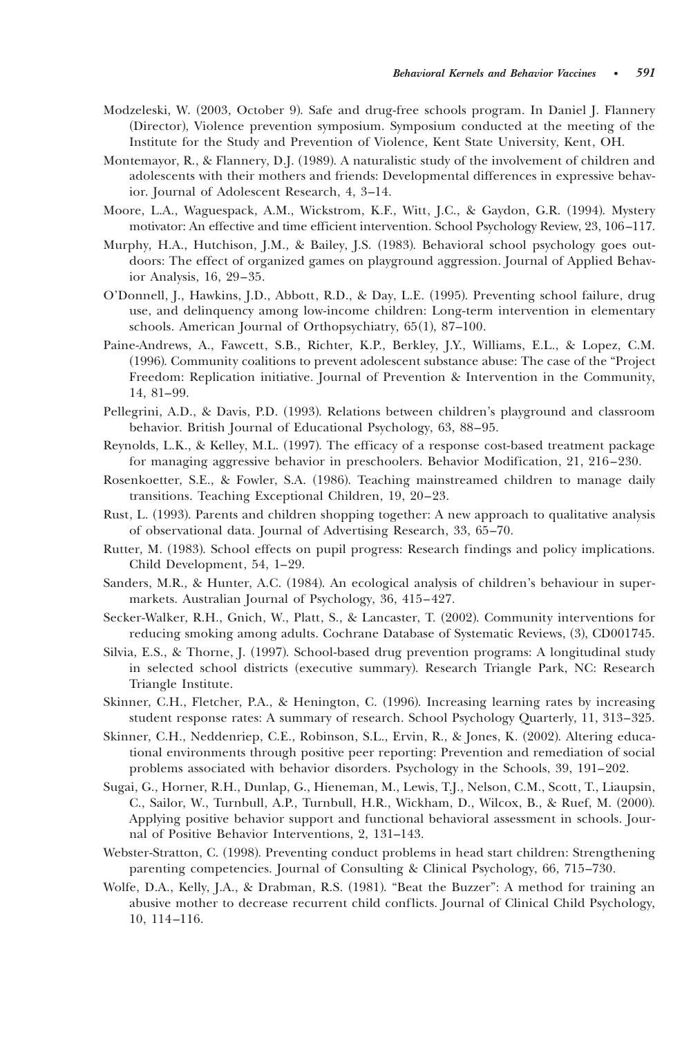Modzeleski, W. (2003, October 9). Safe and drug-free schools program. In Daniel J. Flannery (Director), Violence prevention symposium. Symposium conducted at the meeting of the Institute for the Study and Prevention of Violence, Kent State University, Kent, OH.

Montemayor, R., & Flannery, D.J. (1989). A naturalistic study of the involvement of children and adolescents with their mothers and friends: Developmental differences in expressive behavior. Journal of Adolescent Research, 4, 3–14.

Moore, L.A., Waguespack, A.M., Wickstrom, K.F., Witt, J.C., & Gaydon, G.R. (1994). Mystery motivator: An effective and time efficient intervention. School Psychology Review, 23, 106–117.

Murphy, H.A., Hutchison, J.M., & Bailey, J.S. (1983). Behavioral school psychology goes outdoors: The effect of organized games on playground aggression. Journal of Applied Behavior Analysis, 16, 29–35.

O'Donnell, J., Hawkins, J.D., Abbott, R.D., & Day, L.E. (1995). Preventing school failure, drug use, and delinquency among low-income children: Long-term intervention in elementary schools. American Journal of Orthopsychiatry, 65(1), 87–100.

Paine-Andrews, A., Fawcett, S.B., Richter, K.P., Berkley, J.Y., Williams, E.L., & Lopez, C.M. (1996). Community coalitions to prevent adolescent substance abuse: The case of the "Project Freedom: Replication initiative. Journal of Prevention & Intervention in the Community, 14, 81–99.

Pellegrini, A.D., & Davis, P.D. (1993). Relations between children's playground and classroom behavior. British Journal of Educational Psychology, 63, 88–95.

Reynolds, L.K., & Kelley, M.L. (1997). The efficacy of a response cost-based treatment package for managing aggressive behavior in preschoolers. Behavior Modification, 21, 216–230.

Rosenkoetter, S.E., & Fowler, S.A. (1986). Teaching mainstreamed children to manage daily transitions. Teaching Exceptional Children, 19, 20–23.

Rust, L. (1993). Parents and children shopping together: A new approach to qualitative analysis of observational data. Journal of Advertising Research, 33, 65–70.

Rutter, M. (1983). School effects on pupil progress: Research findings and policy implications. Child Development, 54, 1–29.

Sanders, M.R., & Hunter, A.C. (1984). An ecological analysis of children's behaviour in supermarkets. Australian Journal of Psychology, 36, 415–427.

Secker-Walker, R.H., Gnich, W., Platt, S., & Lancaster, T. (2002). Community interventions for reducing smoking among adults. Cochrane Database of Systematic Reviews, (3), CD001745.

Silvia, E.S., & Thorne, J. (1997). School-based drug prevention programs: A longitudinal study in selected school districts (executive summary). Research Triangle Park, NC: Research Triangle Institute.

Skinner, C.H., Fletcher, P.A., & Henington, C. (1996). Increasing learning rates by increasing student response rates: A summary of research. School Psychology Quarterly, 11, 313–325.

Skinner, C.H., Neddenriep, C.E., Robinson, S.L., Ervin, R., & Jones, K. (2002). Altering educational environments through positive peer reporting: Prevention and remediation of social problems associated with behavior disorders. Psychology in the Schools, 39, 191–202.

Sugai, G., Horner, R.H., Dunlap, G., Hieneman, M., Lewis, T.J., Nelson, C.M., Scott, T., Liaupsin, C., Sailor, W., Turnbull, A.P., Turnbull, H.R., Wickham, D., Wilcox, B., & Ruef, M. (2000). Applying positive behavior support and functional behavioral assessment in schools. Journal of Positive Behavior Interventions, 2, 131–143.

Webster-Stratton, C. (1998). Preventing conduct problems in head start children: Strengthening parenting competencies. Journal of Consulting & Clinical Psychology, 66, 715–730.

Wolfe, D.A., Kelly, J.A., & Drabman, R.S. (1981). "Beat the Buzzer": A method for training an abusive mother to decrease recurrent child conflicts. Journal of Clinical Child Psychology, 10, 114–116.